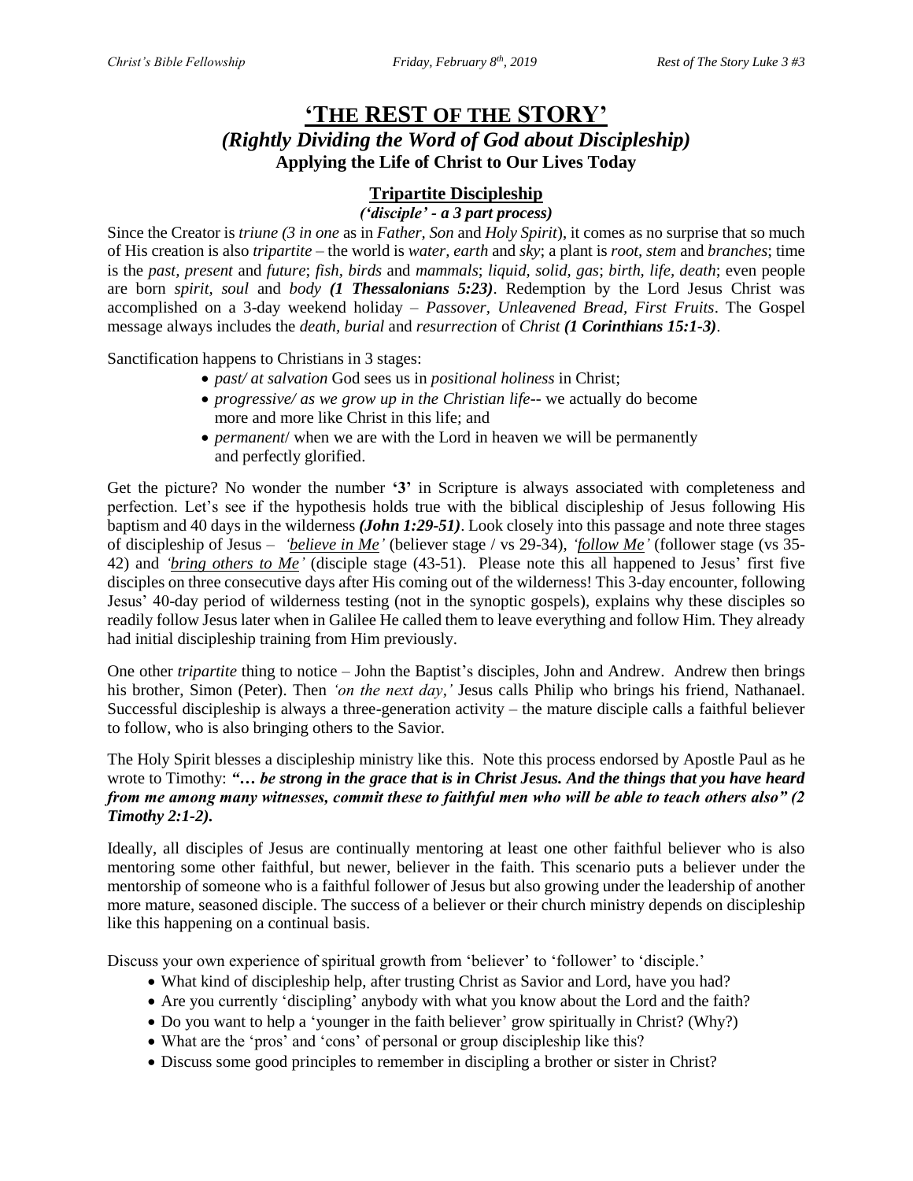# 'THE REST OF THE STORY'

## *(Rightly Dividing the Word of God about Discipleship)*

**Applying the Life of Christ to Our Lives Today**

### Tripartite Discipleship

***('disciple' - a 3 part process)***

Since the Creator is *triune (3 in one* as in *Father, Son* and *Holy Spirit*), it comes as no surprise that so much of His creation is also *tripartite* – the world is *water, earth* and *sky*; a plant is *root, stem* and *branches*; time is the *past, present* and *future*; *fish, birds* and *mammals*; *liquid, solid, gas*; *birth, life, death*; even people are born *spirit, soul* and *body* ***(1 Thessalonians 5:23)***. Redemption by the Lord Jesus Christ was accomplished on a 3-day weekend holiday – *Passover, Unleavened Bread, First Fruits*. The Gospel message always includes the *death, burial* and *resurrection* of *Christ* ***(1 Corinthians 15:1-3)***.

Sanctification happens to Christians in 3 stages:

- *past/ at salvation* God sees us in *positional holiness* in Christ;
- *progressive/ as we grow up in the Christian life*-- we actually do become more and more like Christ in this life; and
- *permanent*/ when we are with the Lord in heaven we will be permanently and perfectly glorified.

Get the picture? No wonder the number **'3'** in Scripture is always associated with completeness and perfection. Let's see if the hypothesis holds true with the biblical discipleship of Jesus following His baptism and 40 days in the wilderness ***(John 1:29-51)***. Look closely into this passage and note three stages of discipleship of Jesus – *'believe in Me'* (believer stage / vs 29-34), *'follow Me'* (follower stage (vs 35-42) and *'bring others to Me'* (disciple stage (43-51). Please note this all happened to Jesus' first five disciples on three consecutive days after His coming out of the wilderness! This 3-day encounter, following Jesus' 40-day period of wilderness testing (not in the synoptic gospels), explains why these disciples so readily follow Jesus later when in Galilee He called them to leave everything and follow Him. They already had initial discipleship training from Him previously.

One other *tripartite* thing to notice – John the Baptist's disciples, John and Andrew. Andrew then brings his brother, Simon (Peter). Then *'on the next day,'* Jesus calls Philip who brings his friend, Nathanael. Successful discipleship is always a three-generation activity – the mature disciple calls a faithful believer to follow, who is also bringing others to the Savior.

The Holy Spirit blesses a discipleship ministry like this. Note this process endorsed by Apostle Paul as he wrote to Timothy: ***"… be strong in the grace that is in Christ Jesus. And the things that you have heard from me among many witnesses, commit these to faithful men who will be able to teach others also" (2 Timothy 2:1-2).***

Ideally, all disciples of Jesus are continually mentoring at least one other faithful believer who is also mentoring some other faithful, but newer, believer in the faith. This scenario puts a believer under the mentorship of someone who is a faithful follower of Jesus but also growing under the leadership of another more mature, seasoned disciple. The success of a believer or their church ministry depends on discipleship like this happening on a continual basis.

Discuss your own experience of spiritual growth from 'believer' to 'follower' to 'disciple.'

- What kind of discipleship help, after trusting Christ as Savior and Lord, have you had?
- Are you currently 'discipling' anybody with what you know about the Lord and the faith?
- Do you want to help a 'younger in the faith believer' grow spiritually in Christ? (Why?)
- What are the 'pros' and 'cons' of personal or group discipleship like this?
- Discuss some good principles to remember in discipling a brother or sister in Christ?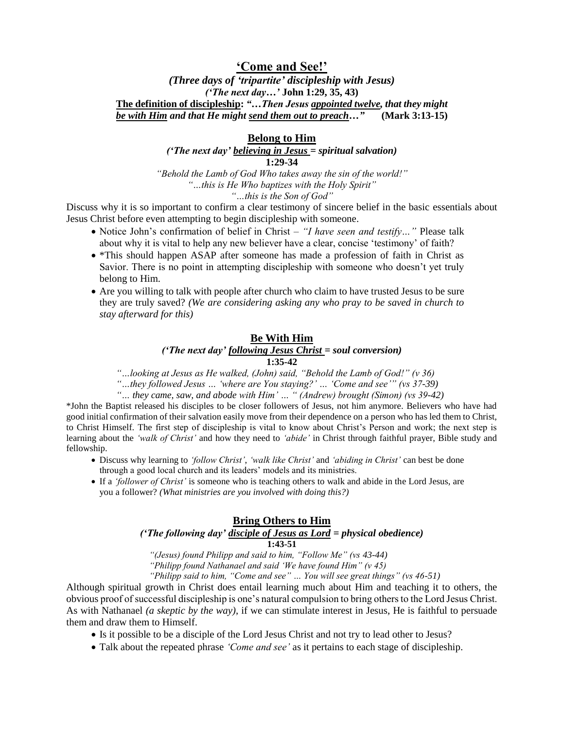# 'Come and See!'

***(Three days of 'tripartite' discipleship with Jesus)***
***('The next day…'* John 1:29, 35, 43)**

**The definition of discipleship: *"…Then Jesus appointed twelve, that they might be with Him and that He might send them out to preach…"* (Mark 3:13-15)**

## Belong to Him

***('The next day' believing in Jesus = spiritual salvation)***
**1:29-34**

*"Behold the Lamb of God Who takes away the sin of the world!"*
*"…this is He Who baptizes with the Holy Spirit"*
*"…this is the Son of God"*

Discuss why it is so important to confirm a clear testimony of sincere belief in the basic essentials about Jesus Christ before even attempting to begin discipleship with someone.

- Notice John's confirmation of belief in Christ – *"I have seen and testify…"* Please talk about why it is vital to help any new believer have a clear, concise 'testimony' of faith?
- *This should happen ASAP after someone has made a profession of faith in Christ as Savior. There is no point in attempting discipleship with someone who doesn't yet truly belong to Him.
- Are you willing to talk with people after church who claim to have trusted Jesus to be sure they are truly saved? *(We are considering asking any who pray to be saved in church to stay afterward for this)*

## Be With Him

***('The next day' following Jesus Christ = soul conversion)***
**1:35-42**

*"…looking at Jesus as He walked, (John) said, "Behold the Lamb of God!" (v 36)*
*"…they followed Jesus … 'where are You staying?' … 'Come and see'" (vs 37-39)*
*"… they came, saw, and abode with Him' … " (Andrew) brought (Simon) (vs 39-42)*

*John the Baptist released his disciples to be closer followers of Jesus, not him anymore. Believers who have had good initial confirmation of their salvation easily move from their dependence on a person who has led them to Christ, to Christ Himself. The first step of discipleship is vital to know about Christ's Person and work; the next step is learning about the *'walk of Christ'* and how they need to *'abide'* in Christ through faithful prayer, Bible study and fellowship.

- Discuss why learning to *'follow Christ'*, *'walk like Christ'* and *'abiding in Christ'* can best be done through a good local church and its leaders' models and its ministries.
- If a *'follower of Christ'* is someone who is teaching others to walk and abide in the Lord Jesus, are you a follower? *(What ministries are you involved with doing this?)*

## Bring Others to Him

***('The following day' disciple of Jesus as Lord = physical obedience)***
**1:43-51**

*"(Jesus) found Philipp and said to him, "Follow Me" (vs 43-44)*
*"Philipp found Nathanael and said 'We have found Him" (v 45)*
*"Philipp said to him, "Come and see" … You will see great things" (vs 46-51)*

Although spiritual growth in Christ does entail learning much about Him and teaching it to others, the obvious proof of successful discipleship is one's natural compulsion to bring others to the Lord Jesus Christ. As with Nathanael *(a skeptic by the way)*, if we can stimulate interest in Jesus, He is faithful to persuade them and draw them to Himself.

- Is it possible to be a disciple of the Lord Jesus Christ and not try to lead other to Jesus?
- Talk about the repeated phrase *'Come and see'* as it pertains to each stage of discipleship.